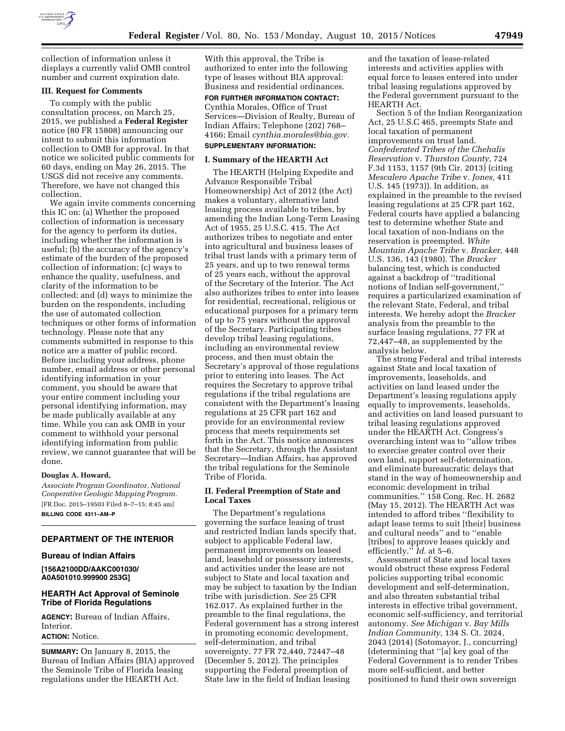collection of information unless it displays a currently valid OMB control number and current expiration date.

### III. Request for Comments

To comply with the public consultation process, on March 25, 2015, we published a **Federal Register** notice (80 FR 15808) announcing our intent to submit this information collection to OMB for approval. In that notice we solicited public comments for 60 days, ending on May 26, 2015. The USGS did not receive any comments. Therefore, we have not changed this collection.

We again invite comments concerning this IC on: (a) Whether the proposed collection of information is necessary for the agency to perform its duties, including whether the information is useful; (b) the accuracy of the agency's estimate of the burden of the proposed collection of information; (c) ways to enhance the quality, usefulness, and clarity of the information to be collected; and (d) ways to minimize the burden on the respondents, including the use of automated collection techniques or other forms of information technology. Please note that any comments submitted in response to this notice are a matter of public record. Before including your address, phone number, email address or other personal identifying information in your comment, you should be aware that your entire comment including your personal identifying information, may be made publically available at any time. While you can ask OMB in your comment to withhold your personal identifying information from public review, we cannot guarantee that this will be done.

**Douglas A. Howard,**

*Associate Program Coordinator, National Cooperative Geologic Mapping Program.*

[FR Doc. 2015–19503 Filed 8–7–15; 8:45 am]

**BILLING CODE 4311–AM–P**

---

## DEPARTMENT OF THE INTERIOR

### Bureau of Indian Affairs

**[156A2100DD/AAKC001030/A0A501010.999900 253G]**

### HEARTH Act Approval of Seminole Tribe of Florida Regulations

**AGENCY:** Bureau of Indian Affairs, Interior.

**ACTION:** Notice.

**SUMMARY:** On January 8, 2015, the Bureau of Indian Affairs (BIA) approved the Seminole Tribe of Florida leasing regulations under the HEARTH Act. With this approval, the Tribe is authorized to enter into the following type of leases without BIA approval: Business and residential ordinances.

**FOR FURTHER INFORMATION CONTACT:** Cynthia Morales, Office of Trust Services—Division of Realty, Bureau of Indian Affairs; Telephone (202) 768–4166; Email *cynthia.morales@bia.gov.*

**SUPPLEMENTARY INFORMATION:**

### I. Summary of the HEARTH Act

The HEARTH (Helping Expedite and Advance Responsible Tribal Homeownership) Act of 2012 (the Act) makes a voluntary, alternative land leasing process available to tribes, by amending the Indian Long-Term Leasing Act of 1955, 25 U.S.C. 415. The Act authorizes tribes to negotiate and enter into agricultural and business leases of tribal trust lands with a primary term of 25 years, and up to two renewal terms of 25 years each, without the approval of the Secretary of the Interior. The Act also authorizes tribes to enter into leases for residential, recreational, religious or educational purposes for a primary term of up to 75 years without the approval of the Secretary. Participating tribes develop tribal leasing regulations, including an environmental review process, and then must obtain the Secretary's approval of those regulations prior to entering into leases. The Act requires the Secretary to approve tribal regulations if the tribal regulations are consistent with the Department's leasing regulations at 25 CFR part 162 and provide for an environmental review process that meets requirements set forth in the Act. This notice announces that the Secretary, through the Assistant Secretary—Indian Affairs, has approved the tribal regulations for the Seminole Tribe of Florida.

### II. Federal Preemption of State and Local Taxes

The Department's regulations governing the surface leasing of trust and restricted Indian lands specify that, subject to applicable Federal law, permanent improvements on leased land, leasehold or possessory interests, and activities under the lease are not subject to State and local taxation and may be subject to taxation by the Indian tribe with jurisdiction. *See* 25 CFR 162.017. As explained further in the preamble to the final regulations, the Federal government has a strong interest in promoting economic development, self-determination, and tribal sovereignty. 77 FR 72,440, 72447–48 (December 5, 2012). The principles supporting the Federal preemption of State law in the field of Indian leasing and the taxation of lease-related interests and activities applies with equal force to leases entered into under tribal leasing regulations approved by the Federal government pursuant to the HEARTH Act.

Section 5 of the Indian Reorganization Act, 25 U.S.C 465, preempts State and local taxation of permanent improvements on trust land. *Confederated Tribes of the Chehalis Reservation* v. *Thurston County,* 724 F.3d 1153, 1157 (9th Cir. 2013) (citing *Mescalero Apache Tribe* v. *Jones,* 411 U.S. 145 (1973)). In addition, as explained in the preamble to the revised leasing regulations at 25 CFR part 162, Federal courts have applied a balancing test to determine whether State and local taxation of non-Indians on the reservation is preempted. *White Mountain Apache Tribe* v. *Bracker,* 448 U.S. 136, 143 (1980). The *Bracker* balancing test, which is conducted against a backdrop of ''traditional notions of Indian self-government,'' requires a particularized examination of the relevant State, Federal, and tribal interests. We hereby adopt the *Bracker* analysis from the preamble to the surface leasing regulations, 77 FR at 72,447–48, as supplemented by the analysis below.

The strong Federal and tribal interests against State and local taxation of improvements, leaseholds, and activities on land leased under the Department's leasing regulations apply equally to improvements, leaseholds, and activities on land leased pursuant to tribal leasing regulations approved under the HEARTH Act. Congress's overarching intent was to ''allow tribes to exercise greater control over their own land, support self-determination, and eliminate bureaucratic delays that stand in the way of homeownership and economic development in tribal communities.'' 158 Cong. Rec. H. 2682 (May 15, 2012). The HEARTH Act was intended to afford tribes ''flexibility to adapt lease terms to suit [their] business and cultural needs'' and to ''enable [tribes] to approve leases quickly and efficiently.'' *Id.* at 5–6.

Assessment of State and local taxes would obstruct these express Federal policies supporting tribal economic development and self-determination, and also threaten substantial tribal interests in effective tribal government, economic self-sufficiency, and territorial autonomy. *See Michigan* v. *Bay Mills Indian Community,* 134 S. Ct. 2024, 2043 (2014) (Sotomayor, J., concurring) (determining that ''[a] key goal of the Federal Government is to render Tribes more self-sufficient, and better positioned to fund their own sovereign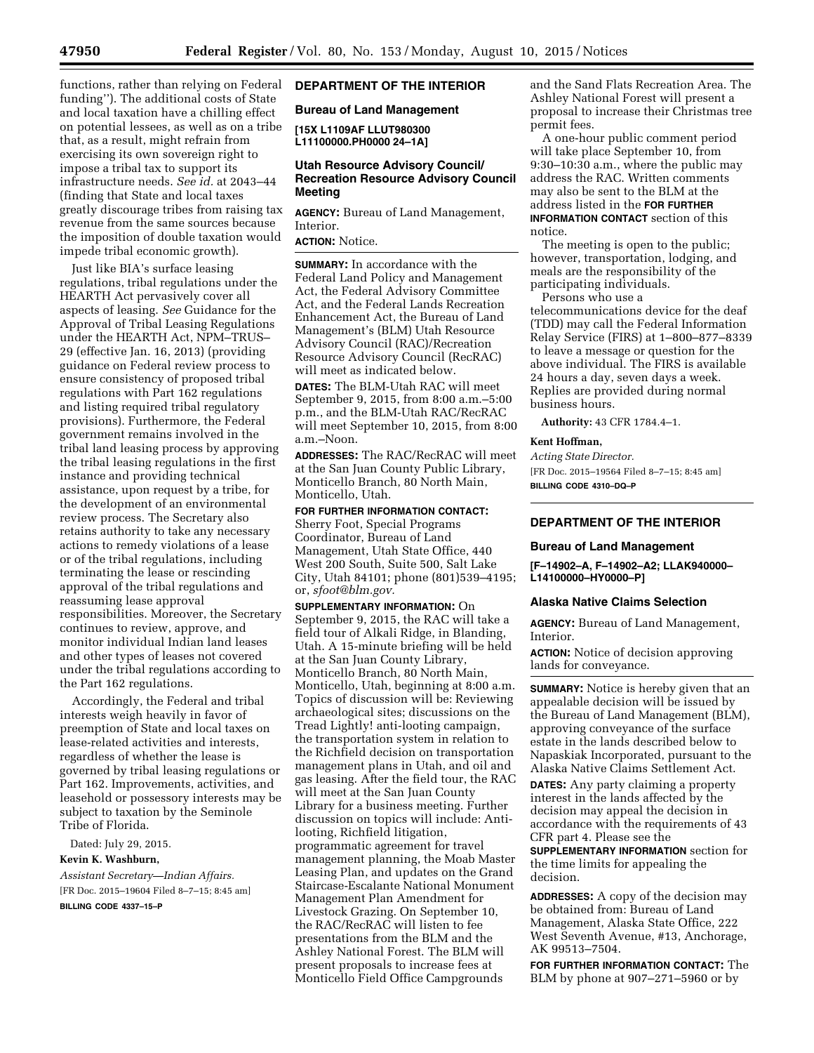functions, rather than relying on Federal funding''). The additional costs of State and local taxation have a chilling effect on potential lessees, as well as on a tribe that, as a result, might refrain from exercising its own sovereign right to impose a tribal tax to support its infrastructure needs. *See id.* at 2043–44 (finding that State and local taxes greatly discourage tribes from raising tax revenue from the same sources because the imposition of double taxation would impede tribal economic growth).

Just like BIA's surface leasing regulations, tribal regulations under the HEARTH Act pervasively cover all aspects of leasing. *See* Guidance for the Approval of Tribal Leasing Regulations under the HEARTH Act, NPM–TRUS–29 (effective Jan. 16, 2013) (providing guidance on Federal review process to ensure consistency of proposed tribal regulations with Part 162 regulations and listing required tribal regulatory provisions). Furthermore, the Federal government remains involved in the tribal land leasing process by approving the tribal leasing regulations in the first instance and providing technical assistance, upon request by a tribe, for the development of an environmental review process. The Secretary also retains authority to take any necessary actions to remedy violations of a lease or of the tribal regulations, including terminating the lease or rescinding approval of the tribal regulations and reassuming lease approval responsibilities. Moreover, the Secretary continues to review, approve, and monitor individual Indian land leases and other types of leases not covered under the tribal regulations according to the Part 162 regulations.

Accordingly, the Federal and tribal interests weigh heavily in favor of preemption of State and local taxes on lease-related activities and interests, regardless of whether the lease is governed by tribal leasing regulations or Part 162. Improvements, activities, and leasehold or possessory interests may be subject to taxation by the Seminole Tribe of Florida.

Dated: July 29, 2015.

**Kevin K. Washburn,**

*Assistant Secretary—Indian Affairs.*

[FR Doc. 2015–19604 Filed 8–7–15; 8:45 am]

**BILLING CODE 4337–15–P**

---

## DEPARTMENT OF THE INTERIOR

### Bureau of Land Management

**[15X L1109AF LLUT980300 L11100000.PH0000 24–1A]**

### Utah Resource Advisory Council/Recreation Resource Advisory Council Meeting

**AGENCY:** Bureau of Land Management, Interior.

**ACTION:** Notice.

**SUMMARY:** In accordance with the Federal Land Policy and Management Act, the Federal Advisory Committee Act, and the Federal Lands Recreation Enhancement Act, the Bureau of Land Management's (BLM) Utah Resource Advisory Council (RAC)/Recreation Resource Advisory Council (RecRAC) will meet as indicated below.

**DATES:** The BLM-Utah RAC will meet September 9, 2015, from 8:00 a.m.–5:00 p.m., and the BLM-Utah RAC/RecRAC will meet September 10, 2015, from 8:00 a.m.–Noon.

**ADDRESSES:** The RAC/RecRAC will meet at the San Juan County Public Library, Monticello Branch, 80 North Main, Monticello, Utah.

**FOR FURTHER INFORMATION CONTACT:** Sherry Foot, Special Programs Coordinator, Bureau of Land Management, Utah State Office, 440 West 200 South, Suite 500, Salt Lake City, Utah 84101; phone (801)539–4195; or, *sfoot@blm.gov.*

**SUPPLEMENTARY INFORMATION:** On September 9, 2015, the RAC will take a field tour of Alkali Ridge, in Blanding, Utah. A 15-minute briefing will be held at the San Juan County Library, Monticello Branch, 80 North Main, Monticello, Utah, beginning at 8:00 a.m. Topics of discussion will be: Reviewing archaeological sites; discussions on the Tread Lightly! anti-looting campaign, the transportation system in relation to the Richfield decision on transportation management plans in Utah, and oil and gas leasing. After the field tour, the RAC will meet at the San Juan County Library for a business meeting. Further discussion on topics will include: Anti-looting, Richfield litigation, programmatic agreement for travel management planning, the Moab Master Leasing Plan, and updates on the Grand Staircase-Escalante National Monument Management Plan Amendment for Livestock Grazing. On September 10, the RAC/RecRAC will listen to fee presentations from the BLM and the Ashley National Forest. The BLM will present proposals to increase fees at Monticello Field Office Campgrounds and the Sand Flats Recreation Area. The Ashley National Forest will present a proposal to increase their Christmas tree permit fees.

A one-hour public comment period will take place September 10, from 9:30–10:30 a.m., where the public may address the RAC. Written comments may also be sent to the BLM at the address listed in the **FOR FURTHER INFORMATION CONTACT** section of this notice.

The meeting is open to the public; however, transportation, lodging, and meals are the responsibility of the participating individuals.

Persons who use a telecommunications device for the deaf (TDD) may call the Federal Information Relay Service (FIRS) at 1–800–877–8339 to leave a message or question for the above individual. The FIRS is available 24 hours a day, seven days a week. Replies are provided during normal business hours.

**Authority:** 43 CFR 1784.4–1.

**Kent Hoffman,**

*Acting State Director.*

[FR Doc. 2015–19564 Filed 8–7–15; 8:45 am]

**BILLING CODE 4310–DQ–P**

---

## DEPARTMENT OF THE INTERIOR

### Bureau of Land Management

**[F–14902–A, F–14902–A2; LLAK940000–L14100000–HY0000–P]**

### Alaska Native Claims Selection

**AGENCY:** Bureau of Land Management, Interior.

**ACTION:** Notice of decision approving lands for conveyance.

**SUMMARY:** Notice is hereby given that an appealable decision will be issued by the Bureau of Land Management (BLM), approving conveyance of the surface estate in the lands described below to Napaskiak Incorporated, pursuant to the Alaska Native Claims Settlement Act.

**DATES:** Any party claiming a property interest in the lands affected by the decision may appeal the decision in accordance with the requirements of 43 CFR part 4. Please see the **SUPPLEMENTARY INFORMATION** section for the time limits for appealing the decision.

**ADDRESSES:** A copy of the decision may be obtained from: Bureau of Land Management, Alaska State Office, 222 West Seventh Avenue, #13, Anchorage, AK 99513–7504.

**FOR FURTHER INFORMATION CONTACT:** The BLM by phone at 907–271–5960 or by